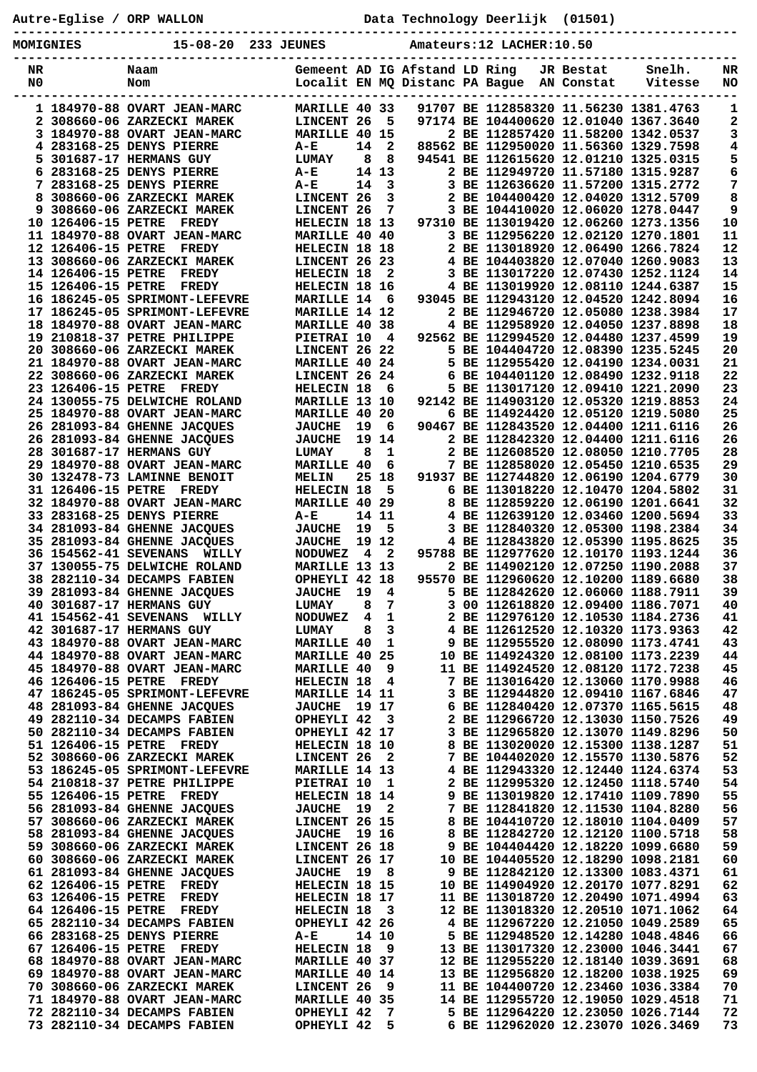Autre-Eglise / ORP WALLON　　　　　Data Technology Deerlijk (01501)

MOMIGNIES　　15-08-20　233 JEUNES　　　Amateurs:12 LACHER:10.50

| NR<br>N0 | Naam<br>Nom | Gemeent<br>Localit | AD<br>EN | IG<br>MQ | Afstand<br>Distanc | LD<br>PA | Ring<br>Bague | JR<br>AN | Bestat<br>Constat | Snelh.<br>Vitesse | NR<br>NO |
|---|---|---|---|---|---|---|---|---|---|---|---|
| 1 | 184970-88 OVART JEAN-MARC | MARILLE | 40 | 33 | 91707 | BE | 1128583 | 20 | 11.56230 | 1381.4763 | 1 |
| 2 | 308660-06 ZARZECKI MAREK | LINCENT | 26 | 5 | 97174 | BE | 1044006 | 20 | 12.01040 | 1367.3640 | 2 |
| 3 | 184970-88 OVART JEAN-MARC | MARILLE | 40 | 15 | 2 | BE | 1128574 | 20 | 11.58200 | 1342.0537 | 3 |
| 4 | 283168-25 DENYS PIERRE | A-E | 14 | 2 | 88562 | BE | 1129500 | 20 | 11.56360 | 1329.7598 | 4 |
| 5 | 301687-17 HERMANS GUY | LUMAY | 8 | 8 | 94541 | BE | 1126156 | 20 | 12.01210 | 1325.0315 | 5 |
| 6 | 283168-25 DENYS PIERRE | A-E | 14 | 13 | 2 | BE | 1129497 | 20 | 11.57180 | 1315.9287 | 6 |
| 7 | 283168-25 DENYS PIERRE | A-E | 14 | 3 | 3 | BE | 1126366 | 20 | 11.57200 | 1315.2772 | 7 |
| 8 | 308660-06 ZARZECKI MAREK | LINCENT | 26 | 3 | 2 | BE | 1044004 | 20 | 12.04020 | 1312.5709 | 8 |
| 9 | 308660-06 ZARZECKI MAREK | LINCENT | 26 | 7 | 3 | BE | 1044100 | 20 | 12.06020 | 1278.0447 | 9 |
| 10 | 126406-15 PETRE FREDY | HELECIN | 18 | 13 | 97310 | BE | 1130194 | 20 | 12.06260 | 1273.1356 | 10 |
| 11 | 184970-88 OVART JEAN-MARC | MARILLE | 40 | 40 | 3 | BE | 1129562 | 20 | 12.02120 | 1270.1801 | 11 |
| 12 | 126406-15 PETRE FREDY | HELECIN | 18 | 18 | 2 | BE | 1130189 | 20 | 12.06490 | 1266.7824 | 12 |
| 13 | 308660-06 ZARZECKI MAREK | LINCENT | 26 | 23 | 4 | BE | 1044038 | 20 | 12.07040 | 1260.9083 | 13 |
| 14 | 126406-15 PETRE FREDY | HELECIN | 18 | 2 | 3 | BE | 1130172 | 20 | 12.07430 | 1252.1124 | 14 |
| 15 | 126406-15 PETRE FREDY | HELECIN | 18 | 16 | 4 | BE | 1130199 | 20 | 12.08110 | 1244.6387 | 15 |
| 16 | 186245-05 SPRIMONT-LEFEVRE | MARILLE | 14 | 6 | 93045 | BE | 1129431 | 20 | 12.04520 | 1242.8094 | 16 |
| 17 | 186245-05 SPRIMONT-LEFEVRE | MARILLE | 14 | 12 | 2 | BE | 1129467 | 20 | 12.05080 | 1238.3984 | 17 |
| 18 | 184970-88 OVART JEAN-MARC | MARILLE | 40 | 38 | 4 | BE | 1129589 | 20 | 12.04050 | 1237.8898 | 18 |
| 19 | 210818-37 PETRE PHILIPPE | PIETRAI | 10 | 4 | 92562 | BE | 1129945 | 20 | 12.04480 | 1237.4599 | 19 |
| 20 | 308660-06 ZARZECKI MAREK | LINCENT | 26 | 22 | 5 | BE | 1044047 | 20 | 12.08390 | 1235.5245 | 20 |
| 21 | 184970-88 OVART JEAN-MARC | MARILLE | 40 | 24 | 5 | BE | 1129554 | 20 | 12.04190 | 1234.0031 | 21 |
| 22 | 308660-06 ZARZECKI MAREK | LINCENT | 26 | 24 | 6 | BE | 1044012 | 20 | 12.08490 | 1232.9118 | 22 |
| 23 | 126406-15 PETRE FREDY | HELECIN | 18 | 6 | 5 | BE | 1130171 | 20 | 12.09410 | 1221.2090 | 23 |
| 24 | 130055-75 DELWICHE ROLAND | MARILLE | 13 | 10 | 92142 | BE | 1149031 | 20 | 12.05320 | 1219.8853 | 24 |
| 25 | 184970-88 OVART JEAN-MARC | MARILLE | 40 | 20 | 6 | BE | 1149244 | 20 | 12.05120 | 1219.5080 | 25 |
| 26 | 281093-84 GHENNE JACQUES | JAUCHE | 19 | 6 | 90467 | BE | 1128435 | 20 | 12.04400 | 1211.6116 | 26 |
| 26 | 281093-84 GHENNE JACQUES | JAUCHE | 19 | 14 | 2 | BE | 1128423 | 20 | 12.04400 | 1211.6116 | 26 |
| 28 | 301687-17 HERMANS GUY | LUMAY | 8 | 1 | 2 | BE | 1126085 | 20 | 12.08050 | 1210.7705 | 28 |
| 29 | 184970-88 OVART JEAN-MARC | MARILLE | 40 | 6 | 7 | BE | 1128580 | 20 | 12.05450 | 1210.6535 | 29 |
| 30 | 132478-73 LAMINNE BENOIT | MELIN | 25 | 18 | 91937 | BE | 1127448 | 20 | 12.06190 | 1204.6779 | 30 |
| 31 | 126406-15 PETRE FREDY | HELECIN | 18 | 5 | 6 | BE | 1130182 | 20 | 12.10470 | 1204.5802 | 31 |
| 32 | 184970-88 OVART JEAN-MARC | MARILLE | 40 | 29 | 8 | BE | 1128592 | 20 | 12.06190 | 1201.6641 | 32 |
| 33 | 283168-25 DENYS PIERRE | A-E | 14 | 11 | 4 | BE | 1126391 | 20 | 12.03460 | 1200.5694 | 33 |
| 34 | 281093-84 GHENNE JACQUES | JAUCHE | 19 | 5 | 3 | BE | 1128403 | 20 | 12.05300 | 1198.2384 | 34 |
| 35 | 281093-84 GHENNE JACQUES | JAUCHE | 19 | 12 | 4 | BE | 1128438 | 20 | 12.05390 | 1195.8625 | 35 |
| 36 | 154562-41 SEVENANS WILLY | NODUWEZ | 4 | 2 | 95788 | BE | 1129776 | 20 | 12.10170 | 1193.1244 | 36 |
| 37 | 130055-75 DELWICHE ROLAND | MARILLE | 13 | 13 | 2 | BE | 1149021 | 20 | 12.07250 | 1190.2088 | 37 |
| 38 | 282110-34 DECAMPS FABIEN | OPHEYLI | 42 | 18 | 95570 | BE | 1129606 | 20 | 12.10200 | 1189.6680 | 38 |
| 39 | 281093-84 GHENNE JACQUES | JAUCHE | 19 | 4 | 5 | BE | 1128426 | 20 | 12.06060 | 1188.7911 | 39 |
| 40 | 301687-17 HERMANS GUY | LUMAY | 8 | 7 | 3 | 00 | 1126188 | 20 | 12.09400 | 1186.7071 | 40 |
| 41 | 154562-41 SEVENANS WILLY | NODUWEZ | 4 | 1 | 2 | BE | 1129761 | 20 | 12.10530 | 1184.2736 | 41 |
| 42 | 301687-17 HERMANS GUY | LUMAY | 8 | 3 | 4 | BE | 1126125 | 20 | 12.10320 | 1173.9363 | 42 |
| 43 | 184970-88 OVART JEAN-MARC | MARILLE | 40 | 1 | 9 | BE | 1129555 | 20 | 12.08090 | 1173.4741 | 43 |
| 44 | 184970-88 OVART JEAN-MARC | MARILLE | 40 | 25 | 10 | BE | 1149243 | 20 | 12.08100 | 1173.2239 | 44 |
| 45 | 184970-88 OVART JEAN-MARC | MARILLE | 40 | 9 | 11 | BE | 1149245 | 20 | 12.08120 | 1172.7238 | 45 |
| 46 | 126406-15 PETRE FREDY | HELECIN | 18 | 4 | 7 | BE | 1130164 | 20 | 12.13060 | 1170.9988 | 46 |
| 47 | 186245-05 SPRIMONT-LEFEVRE | MARILLE | 14 | 11 | 3 | BE | 1129448 | 20 | 12.09410 | 1167.6846 | 47 |
| 48 | 281093-84 GHENNE JACQUES | JAUCHE | 19 | 17 | 6 | BE | 1128404 | 20 | 12.07370 | 1165.5615 | 48 |
| 49 | 282110-34 DECAMPS FABIEN | OPHEYLI | 42 | 3 | 2 | BE | 1129667 | 20 | 12.13030 | 1150.7526 | 49 |
| 50 | 282110-34 DECAMPS FABIEN | OPHEYLI | 42 | 17 | 3 | BE | 1129658 | 20 | 12.13070 | 1149.8296 | 50 |
| 51 | 126406-15 PETRE FREDY | HELECIN | 18 | 10 | 8 | BE | 1130200 | 20 | 12.15310 | 1138.1287 | 51 |
| 52 | 308660-06 ZARZECKI MAREK | LINCENT | 26 | 2 | 7 | BE | 1044020 | 20 | 12.15570 | 1130.5876 | 52 |
| 53 | 186245-05 SPRIMONT-LEFEVRE | MARILLE | 14 | 13 | 4 | BE | 1129433 | 20 | 12.12440 | 1124.6374 | 53 |
| 54 | 210818-37 PETRE PHILIPPE | PIETRAI | 10 | 1 | 2 | BE | 1129953 | 20 | 12.12450 | 1118.5740 | 54 |
| 55 | 126406-15 PETRE FREDY | HELECIN | 18 | 14 | 9 | BE | 1130198 | 20 | 12.17410 | 1109.7890 | 55 |
| 56 | 281093-84 GHENNE JACQUES | JAUCHE | 19 | 2 | 7 | BE | 1128418 | 20 | 12.11530 | 1104.8280 | 56 |
| 57 | 308660-06 ZARZECKI MAREK | LINCENT | 26 | 15 | 8 | BE | 1044107 | 20 | 12.18010 | 1104.0409 | 57 |
| 58 | 281093-84 GHENNE JACQUES | JAUCHE | 19 | 16 | 8 | BE | 1128427 | 20 | 12.12120 | 1100.5718 | 58 |
| 59 | 308660-06 ZARZECKI MAREK | LINCENT | 26 | 18 | 9 | BE | 1044044 | 20 | 12.18220 | 1099.6680 | 59 |
| 60 | 308660-06 ZARZECKI MAREK | LINCENT | 26 | 17 | 10 | BE | 1044055 | 20 | 12.18290 | 1098.2181 | 60 |
| 61 | 281093-84 GHENNE JACQUES | JAUCHE | 19 | 8 | 9 | BE | 1128421 | 20 | 12.13300 | 1083.4371 | 61 |
| 62 | 126406-15 PETRE FREDY | HELECIN | 18 | 15 | 10 | BE | 1149049 | 20 | 12.20170 | 1077.8291 | 62 |
| 63 | 126406-15 PETRE FREDY | HELECIN | 18 | 17 | 11 | BE | 1130187 | 20 | 12.20490 | 1071.4994 | 63 |
| 64 | 126406-15 PETRE FREDY | HELECIN | 18 | 3 | 12 | BE | 1130183 | 20 | 12.20510 | 1071.1062 | 64 |
| 65 | 282110-34 DECAMPS FABIEN | OPHEYLI | 42 | 26 | 4 | BE | 1129672 | 20 | 12.21050 | 1049.2589 | 65 |
| 66 | 283168-25 DENYS PIERRE | A-E | 14 | 10 | 5 | BE | 1129485 | 20 | 12.14280 | 1048.4846 | 66 |
| 67 | 126406-15 PETRE FREDY | HELECIN | 18 | 9 | 13 | BE | 1130173 | 20 | 12.23000 | 1046.3441 | 67 |
| 68 | 184970-88 OVART JEAN-MARC | MARILLE | 40 | 37 | 12 | BE | 1129552 | 20 | 12.18140 | 1039.3691 | 68 |
| 69 | 184970-88 OVART JEAN-MARC | MARILLE | 40 | 14 | 13 | BE | 1129568 | 20 | 12.18200 | 1038.1925 | 69 |
| 70 | 308660-06 ZARZECKI MAREK | LINCENT | 26 | 9 | 11 | BE | 1044007 | 20 | 12.23460 | 1036.3384 | 70 |
| 71 | 184970-88 OVART JEAN-MARC | MARILLE | 40 | 35 | 14 | BE | 1129557 | 20 | 12.19050 | 1029.4518 | 71 |
| 72 | 282110-34 DECAMPS FABIEN | OPHEYLI | 42 | 7 | 5 | BE | 1129642 | 20 | 12.23050 | 1026.7144 | 72 |
| 73 | 282110-34 DECAMPS FABIEN | OPHEYLI | 42 | 5 | 6 | BE | 1129620 | 20 | 12.23070 | 1026.3469 | 73 |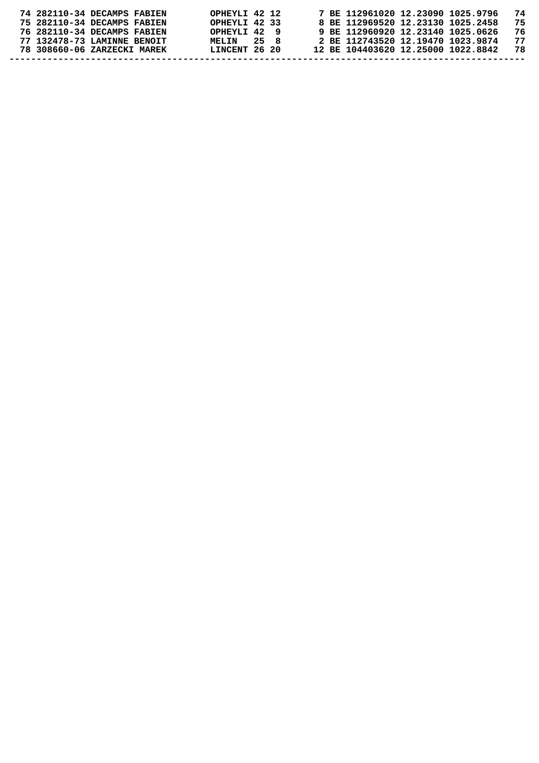| | | | | | | | | | | | |
|---|---|---|---|---|---|---|---|---|---|---|---|
| 74 | 282110-34 | DECAMPS FABIEN | OPHEYLI | 42 | 12 | 7 | BE | 112961020 | 12.23090 | 1025.9796 | 74 |
| 75 | 282110-34 | DECAMPS FABIEN | OPHEYLI | 42 | 33 | 8 | BE | 112969520 | 12.23130 | 1025.2458 | 75 |
| 76 | 282110-34 | DECAMPS FABIEN | OPHEYLI | 42 | 9 | 9 | BE | 112960920 | 12.23140 | 1025.0626 | 76 |
| 77 | 132478-73 | LAMINNE BENOIT | MELIN | 25 | 8 | 2 | BE | 112743520 | 12.19470 | 1023.9874 | 77 |
| 78 | 308660-06 | ZARZECKI MAREK | LINCENT | 26 | 20 | 12 | BE | 104403620 | 12.25000 | 1022.8842 | 78 |

---